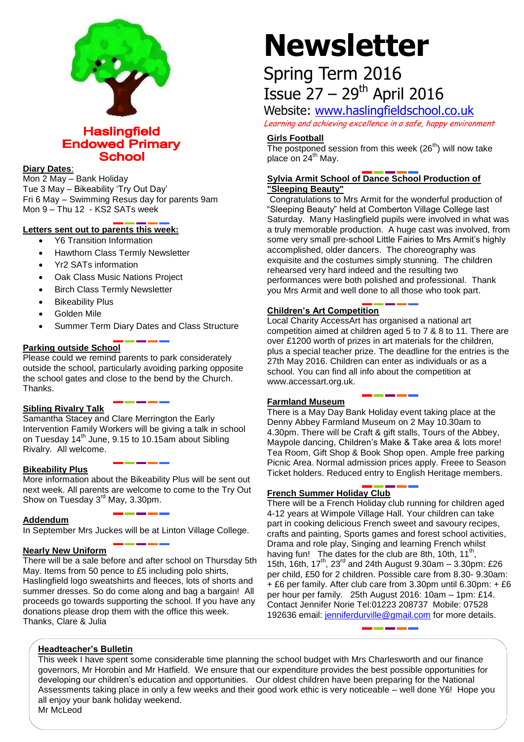**Haslingfield Endowed Primary School**

# Newsletter

## Spring Term 2016

## Issue 27 – 29th April 2016

Website: www.haslingfieldschool.co.uk

*Learning and achieving excellence in a safe, happy environment*

**Diary Dates**:

Mon 2 May – Bank Holiday
Tue 3 May – Bikeability 'Try Out Day'
Fri 6 May – Swimming Resus day for parents 9am
Mon 9 – Thu 12 - KS2 SATs week

**Letters sent out to parents this week:**

- Y6 Transition Information
- Hawthorn Class Termly Newsletter
- Yr2 SATs information
- Oak Class Music Nations Project
- Birch Class Termly Newsletter
- Bikeability Plus
- Golden Mile
- Summer Term Diary Dates and Class Structure

**Parking outside School**

Please could we remind parents to park considerately outside the school, particularly avoiding parking opposite the school gates and close to the bend by the Church. Thanks.

**Sibling Rivalry Talk**

Samantha Stacey and Clare Merrington the Early Intervention Family Workers will be giving a talk in school on Tuesday 14th June, 9.15 to 10.15am about Sibling Rivalry. All welcome.

**Bikeability Plus**

More information about the Bikeability Plus will be sent out next week. All parents are welcome to come to the Try Out Show on Tuesday 3rd May, 3.30pm.

**Addendum**

In September Mrs Juckes will be at Linton Village College.

**Nearly New Uniform**

There will be a sale before and after school on Thursday 5th May. Items from 50 pence to £5 including polo shirts, Haslingfield logo sweatshirts and fleeces, lots of shorts and summer dresses. So do come along and bag a bargain! All proceeds go towards supporting the school. If you have any donations please drop them with the office this week. Thanks, Clare & Julia

**Girls Football**

The postponed session from this week (26th) will now take place on 24th May.

**Sylvia Armit School of Dance School Production of "Sleeping Beauty"**

Congratulations to Mrs Armit for the wonderful production of "Sleeping Beauty" held at Comberton Village College last Saturday. Many Haslingfield pupils were involved in what was a truly memorable production. A huge cast was involved, from some very small pre-school Little Fairies to Mrs Armit's highly accomplished, older dancers. The choreography was exquisite and the costumes simply stunning. The children rehearsed very hard indeed and the resulting two performances were both polished and professional. Thank you Mrs Armit and well done to all those who took part.

**Children's Art Competition**

Local Charity AccessArt has organised a national art competition aimed at children aged 5 to 7 & 8 to 11. There are over £1200 worth of prizes in art materials for the children, plus a special teacher prize. The deadline for the entries is the 27th May 2016. Children can enter as individuals or as a school. You can find all info about the competition at www.accessart.org.uk.

**Farmland Museum**

There is a May Day Bank Holiday event taking place at the Denny Abbey Farmland Museum on 2 May 10.30am to 4.30pm. There will be Craft & gift stalls, Tours of the Abbey, Maypole dancing, Children's Make & Take area & lots more! Tea Room, Gift Shop & Book Shop open. Ample free parking Picnic Area. Normal admission prices apply. Freee to Season Ticket holders. Reduced entry to English Heritage members.

**French Summer Holiday Club**

There will be a French Holiday club running for children aged 4-12 years at Wimpole Village Hall. Your children can take part in cooking delicious French sweet and savoury recipes, crafts and painting, Sports games and forest school activities, Drama and role play, Singing and learning French whilst having fun! The dates for the club are 8th, 10th, 11th, 15th, 16th, 17th, 23rd and 24th August 9.30am – 3.30pm: £26 per child, £50 for 2 children. Possible care from 8.30- 9.30am: + £6 per family. After club care from 3.30pm until 6.30pm: + £6 per hour per family. 25th August 2016: 10am – 1pm: £14. Contact Jennifer Norie Tel:01223 208737 Mobile: 07528 192636 email: jenniferdurville@gmail.com for more details.

**Headteacher's Bulletin**

This week I have spent some considerable time planning the school budget with Mrs Charlesworth and our finance governors, Mr Horobin and Mr Hatfield. We ensure that our expenditure provides the best possible opportunities for developing our children's education and opportunities. Our oldest children have been preparing for the National Assessments taking place in only a few weeks and their good work ethic is very noticeable – well done Y6! Hope you all enjoy your bank holiday weekend.
Mr McLeod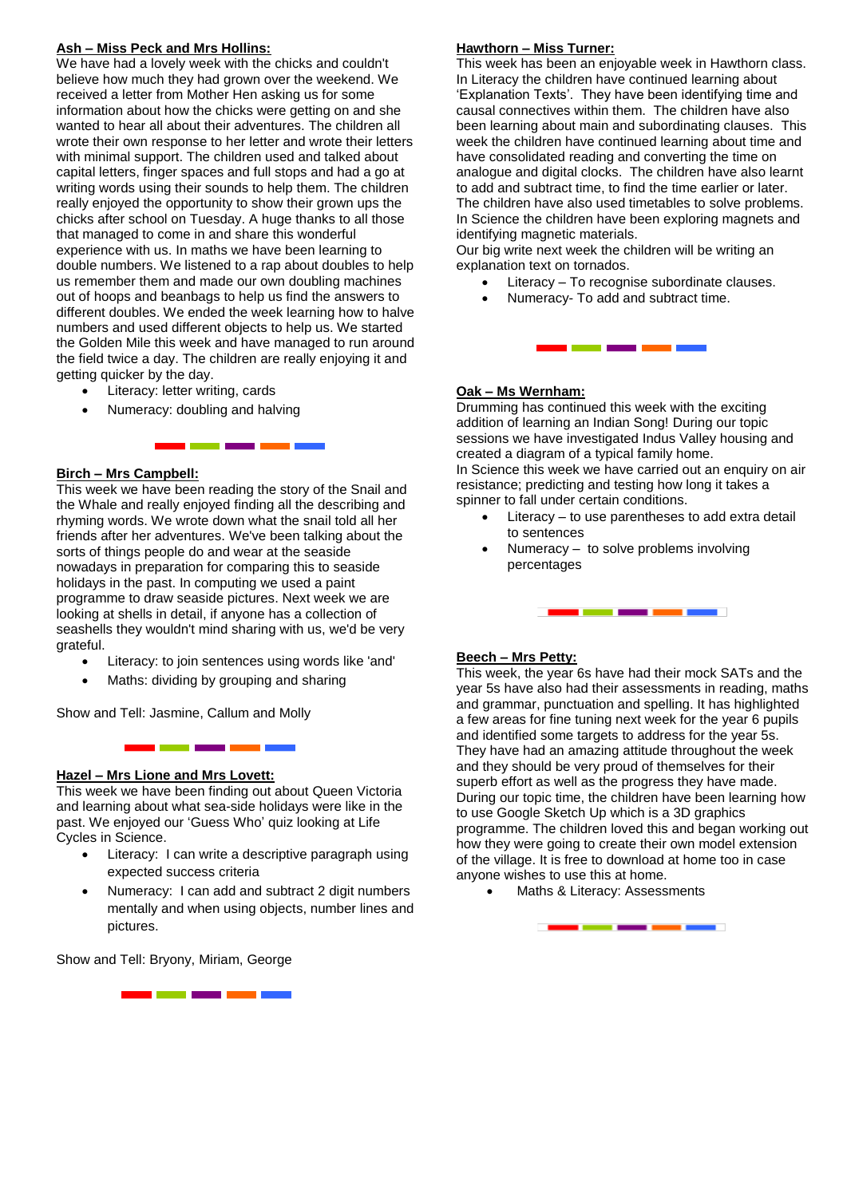**Ash – Miss Peck and Mrs Hollins:**

We have had a lovely week with the chicks and couldn't believe how much they had grown over the weekend. We received a letter from Mother Hen asking us for some information about how the chicks were getting on and she wanted to hear all about their adventures. The children all wrote their own response to her letter and wrote their letters with minimal support. The children used and talked about capital letters, finger spaces and full stops and had a go at writing words using their sounds to help them. The children really enjoyed the opportunity to show their grown ups the chicks after school on Tuesday. A huge thanks to all those that managed to come in and share this wonderful experience with us. In maths we have been learning to double numbers. We listened to a rap about doubles to help us remember them and made our own doubling machines out of hoops and beanbags to help us find the answers to different doubles. We ended the week learning how to halve numbers and used different objects to help us. We started the Golden Mile this week and have managed to run around the field twice a day. The children are really enjoying it and getting quicker by the day.

- Literacy: letter writing, cards
- Numeracy: doubling and halving

**Birch – Mrs Campbell:**

This week we have been reading the story of the Snail and the Whale and really enjoyed finding all the describing and rhyming words. We wrote down what the snail told all her friends after her adventures. We've been talking about the sorts of things people do and wear at the seaside nowadays in preparation for comparing this to seaside holidays in the past. In computing we used a paint programme to draw seaside pictures. Next week we are looking at shells in detail, if anyone has a collection of seashells they wouldn't mind sharing with us, we'd be very grateful.

- Literacy: to join sentences using words like 'and'
- Maths: dividing by grouping and sharing

Show and Tell: Jasmine, Callum and Molly

**Hazel – Mrs Lione and Mrs Lovett:**

This week we have been finding out about Queen Victoria and learning about what sea-side holidays were like in the past. We enjoyed our 'Guess Who' quiz looking at Life Cycles in Science.

- Literacy: I can write a descriptive paragraph using expected success criteria
- Numeracy: I can add and subtract 2 digit numbers mentally and when using objects, number lines and pictures.

Show and Tell: Bryony, Miriam, George

**Hawthorn – Miss Turner:**

This week has been an enjoyable week in Hawthorn class. In Literacy the children have continued learning about 'Explanation Texts'. They have been identifying time and causal connectives within them. The children have also been learning about main and subordinating clauses. This week the children have continued learning about time and have consolidated reading and converting the time on analogue and digital clocks. The children have also learnt to add and subtract time, to find the time earlier or later. The children have also used timetables to solve problems. In Science the children have been exploring magnets and identifying magnetic materials.

Our big write next week the children will be writing an explanation text on tornados.

- Literacy – To recognise subordinate clauses.
- Numeracy- To add and subtract time.

**Oak – Ms Wernham:**

Drumming has continued this week with the exciting addition of learning an Indian Song! During our topic sessions we have investigated Indus Valley housing and created a diagram of a typical family home.

In Science this week we have carried out an enquiry on air resistance; predicting and testing how long it takes a spinner to fall under certain conditions.

- Literacy – to use parentheses to add extra detail to sentences
- Numeracy – to solve problems involving percentages

**Beech – Mrs Petty:**

This week, the year 6s have had their mock SATs and the year 5s have also had their assessments in reading, maths and grammar, punctuation and spelling. It has highlighted a few areas for fine tuning next week for the year 6 pupils and identified some targets to address for the year 5s. They have had an amazing attitude throughout the week and they should be very proud of themselves for their superb effort as well as the progress they have made. During our topic time, the children have been learning how to use Google Sketch Up which is a 3D graphics programme. The children loved this and began working out how they were going to create their own model extension of the village. It is free to download at home too in case anyone wishes to use this at home.

- Maths & Literacy: Assessments